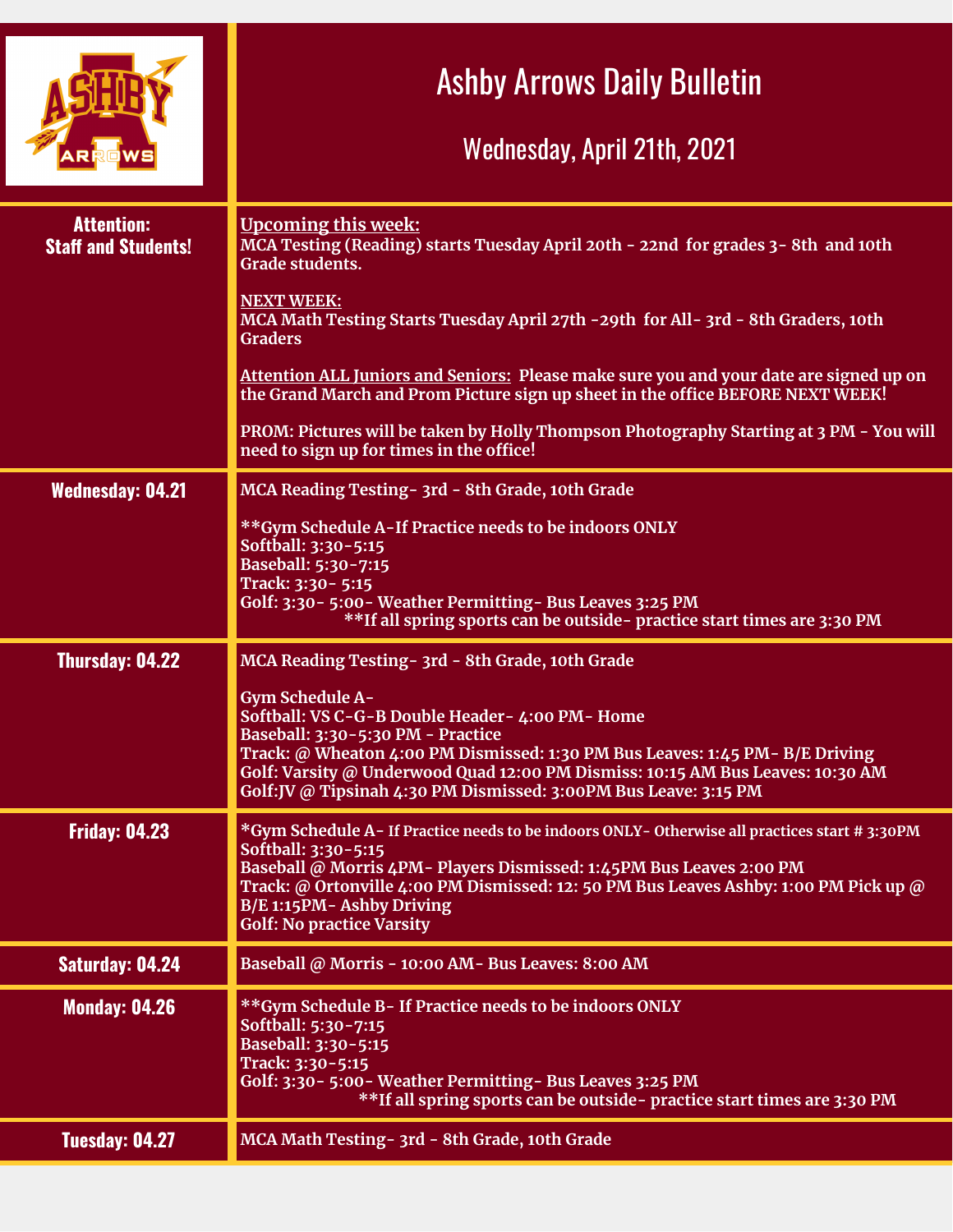# Ashby Arrows Daily Bulletin

## Wednesday, April 21th, 2021

| | |
|---|---|
| **Attention: Staff and Students!** | **Upcoming this week:**<br>**MCA Testing (Reading) starts Tuesday April 20th - 22nd for grades 3- 8th and 10th Grade students.**<br><br>**NEXT WEEK:**<br>**MCA Math Testing Starts Tuesday April 27th -29th for All- 3rd - 8th Graders, 10th Graders**<br><br>**Attention ALL Juniors and Seniors: Please make sure you and your date are signed up on the Grand March and Prom Picture sign up sheet in the office BEFORE NEXT WEEK!**<br><br>**PROM: Pictures will be taken by Holly Thompson Photography Starting at 3 PM - You will need to sign up for times in the office!** |
| **Wednesday: 04.21** | **MCA Reading Testing- 3rd - 8th Grade, 10th Grade**<br><br>**\*\*Gym Schedule A-If Practice needs to be indoors ONLY**<br>**Softball: 3:30-5:15**<br>**Baseball: 5:30-7:15**<br>**Track: 3:30- 5:15**<br>**Golf: 3:30- 5:00- Weather Permitting- Bus Leaves 3:25 PM**<br>**\*\*If all spring sports can be outside- practice start times are 3:30 PM** |
| **Thursday: 04.22** | **MCA Reading Testing- 3rd - 8th Grade, 10th Grade**<br><br>**Gym Schedule A-**<br>**Softball: VS C-G-B Double Header- 4:00 PM- Home**<br>**Baseball: 3:30-5:30 PM - Practice**<br>**Track: @ Wheaton 4:00 PM Dismissed: 1:30 PM Bus Leaves: 1:45 PM- B/E Driving**<br>**Golf: Varsity @ Underwood Quad 12:00 PM Dismiss: 10:15 AM Bus Leaves: 10:30 AM**<br>**Golf:JV @ Tipsinah 4:30 PM Dismissed: 3:00PM Bus Leave: 3:15 PM** |
| **Friday: 04.23** | **\*Gym Schedule A- If Practice needs to be indoors ONLY- Otherwise all practices start # 3:30PM**<br>**Softball: 3:30-5:15**<br>**Baseball @ Morris 4PM- Players Dismissed: 1:45PM Bus Leaves 2:00 PM**<br>**Track: @ Ortonville 4:00 PM Dismissed: 12: 50 PM Bus Leaves Ashby: 1:00 PM Pick up @ B/E 1:15PM- Ashby Driving**<br>**Golf: No practice Varsity** |
| **Saturday: 04.24** | **Baseball @ Morris - 10:00 AM- Bus Leaves: 8:00 AM** |
| **Monday: 04.26** | **\*\*Gym Schedule B- If Practice needs to be indoors ONLY**<br>**Softball: 5:30-7:15**<br>**Baseball: 3:30-5:15**<br>**Track: 3:30-5:15**<br>**Golf: 3:30- 5:00- Weather Permitting- Bus Leaves 3:25 PM**<br>**\*\*If all spring sports can be outside- practice start times are 3:30 PM** |
| **Tuesday: 04.27** | **MCA Math Testing- 3rd - 8th Grade, 10th Grade** |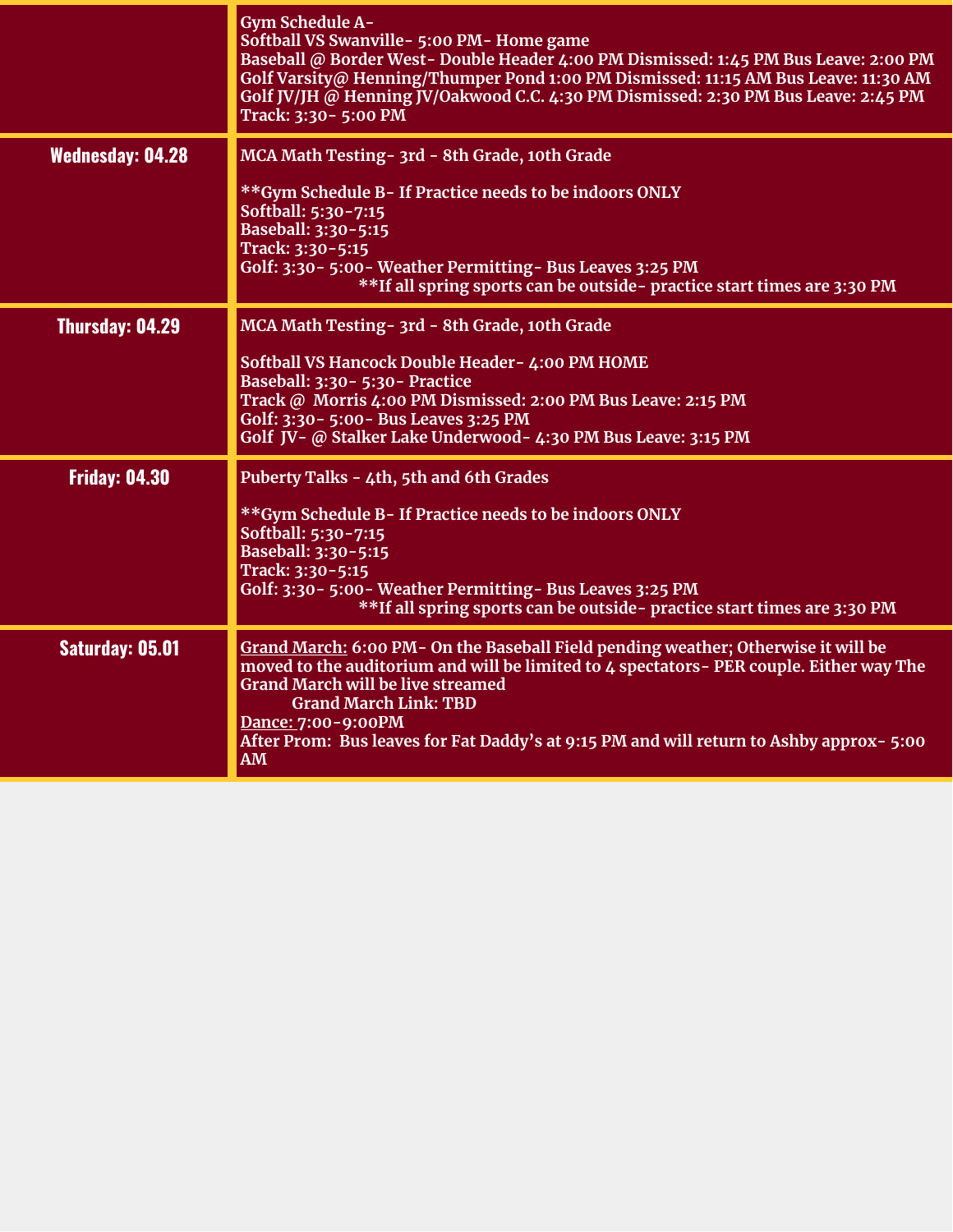| | |
|---|---|
| | **Gym Schedule A-**<br>**Softball VS Swanville- 5:00 PM- Home game**<br>**Baseball @ Border West- Double Header 4:00 PM Dismissed: 1:45 PM Bus Leave: 2:00 PM**<br>**Golf Varsity@ Henning/Thumper Pond 1:00 PM Dismissed: 11:15 AM Bus Leave: 11:30 AM**<br>**Golf JV/JH @ Henning JV/Oakwood C.C. 4:30 PM Dismissed: 2:30 PM Bus Leave: 2:45 PM**<br>**Track: 3:30- 5:00 PM** |
| **Wednesday: 04.28** | **MCA Math Testing- 3rd - 8th Grade, 10th Grade**<br><br>**\*\*Gym Schedule B- If Practice needs to be indoors ONLY**<br>**Softball: 5:30-7:15**<br>**Baseball: 3:30-5:15**<br>**Track: 3:30-5:15**<br>**Golf: 3:30- 5:00- Weather Permitting- Bus Leaves 3:25 PM**<br>**\*\*If all spring sports can be outside- practice start times are 3:30 PM** |
| **Thursday: 04.29** | **MCA Math Testing- 3rd - 8th Grade, 10th Grade**<br><br>**Softball VS Hancock Double Header- 4:00 PM HOME**<br>**Baseball: 3:30- 5:30- Practice**<br>**Track @ Morris 4:00 PM Dismissed: 2:00 PM Bus Leave: 2:15 PM**<br>**Golf: 3:30- 5:00- Bus Leaves 3:25 PM**<br>**Golf JV- @ Stalker Lake Underwood- 4:30 PM Bus Leave: 3:15 PM** |
| **Friday: 04.30** | **Puberty Talks - 4th, 5th and 6th Grades**<br><br>**\*\*Gym Schedule B- If Practice needs to be indoors ONLY**<br>**Softball: 5:30-7:15**<br>**Baseball: 3:30-5:15**<br>**Track: 3:30-5:15**<br>**Golf: 3:30- 5:00- Weather Permitting- Bus Leaves 3:25 PM**<br>**\*\*If all spring sports can be outside- practice start times are 3:30 PM** |
| **Saturday: 05.01** | **<u>Grand March:</u> 6:00 PM- On the Baseball Field pending weather; Otherwise it will be moved to the auditorium and will be limited to 4 spectators- PER couple. Either way The Grand March will be live streamed**<br>**Grand March Link: TBD**<br>**<u>Dance:</u> 7:00-9:00PM**<br>**After Prom: Bus leaves for Fat Daddy's at 9:15 PM and will return to Ashby approx- 5:00 AM** |